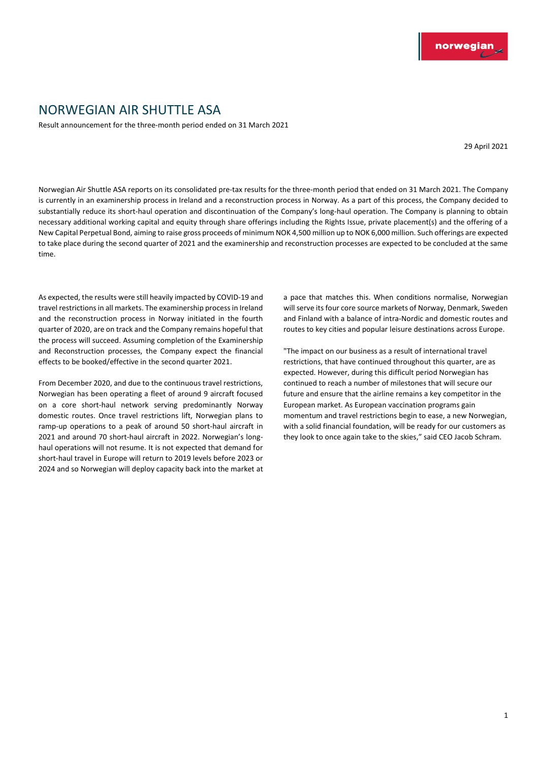# NORWEGIAN AIR SHUTTLE ASA

Result announcement for the three-month period ended on 31 March 2021

29 April 2021

Norwegian Air Shuttle ASA reports on its consolidated pre-tax results for the three-month period that ended on 31 March 2021. The Company is currently in an examinership process in Ireland and a reconstruction process in Norway. As a part of this process, the Company decided to substantially reduce its short-haul operation and discontinuation of the Company's long-haul operation. The Company is planning to obtain necessary additional working capital and equity through share offerings including the Rights Issue, private placement(s) and the offering of a New Capital Perpetual Bond, aiming to raise gross proceeds of minimum NOK 4,500 million up to NOK 6,000 million. Such offerings are expected to take place during the second quarter of 2021 and the examinership and reconstruction processes are expected to be concluded at the same time.

As expected, the results were still heavily impacted by COVID-19 and travel restrictions in all markets. The examinership process in Ireland and the reconstruction process in Norway initiated in the fourth quarter of 2020, are on track and the Company remains hopeful that the process will succeed. Assuming completion of the Examinership and Reconstruction processes, the Company expect the financial effects to be booked/effective in the second quarter 2021.

From December 2020, and due to the continuous travel restrictions, Norwegian has been operating a fleet of around 9 aircraft focused on a core short-haul network serving predominantly Norway domestic routes. Once travel restrictions lift, Norwegian plans to ramp-up operations to a peak of around 50 short-haul aircraft in 2021 and around 70 short-haul aircraft in 2022. Norwegian's long-haul operations will not resume. It is not expected that demand for short-haul travel in Europe will return to 2019 levels before 2023 or 2024 and so Norwegian will deploy capacity back into the market at a pace that matches this. When conditions normalise, Norwegian will serve its four core source markets of Norway, Denmark, Sweden and Finland with a balance of intra-Nordic and domestic routes and routes to key cities and popular leisure destinations across Europe.

"The impact on our business as a result of international travel restrictions, that have continued throughout this quarter, are as expected. However, during this difficult period Norwegian has continued to reach a number of milestones that will secure our future and ensure that the airline remains a key competitor in the European market. As European vaccination programs gain momentum and travel restrictions begin to ease, a new Norwegian, with a solid financial foundation, will be ready for our customers as they look to once again take to the skies," said CEO Jacob Schram.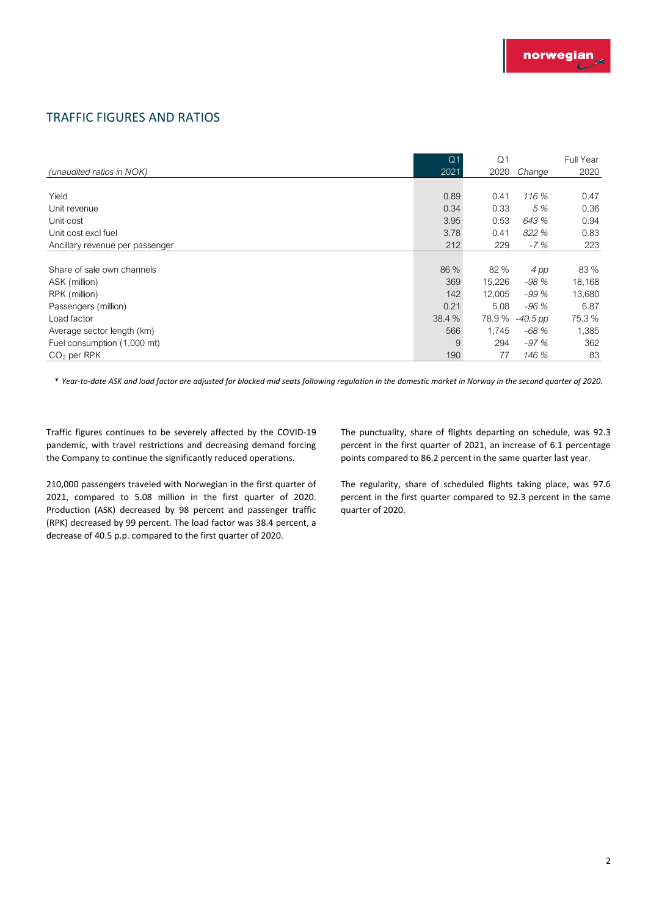## TRAFFIC FIGURES AND RATIOS

| *(unaudited ratios in NOK)* | Q1 2021 | Q1 2020 | *Change* | Full Year 2020 |
|---|---|---|---|---|
| Yield | 0.89 | 0.41 | *116 %* | 0.47 |
| Unit revenue | 0.34 | 0.33 | *5 %* | 0.36 |
| Unit cost | 3.95 | 0.53 | *643 %* | 0.94 |
| Unit cost excl fuel | 3.78 | 0.41 | *822 %* | 0.83 |
| Ancillary revenue per passenger | 212 | 229 | *-7 %* | 223 |
| | | | | |
| Share of sale own channels | 86 % | 82 % | *4 pp* | 83 % |
| ASK (million) | 369 | 15,226 | *-98 %* | 18,168 |
| RPK (million) | 142 | 12,005 | *-99 %* | 13,680 |
| Passengers (million) | 0.21 | 5.08 | *-96 %* | 6.87 |
| Load factor | 38.4 % | 78.9 % | *-40.5 pp* | 75.3 % |
| Average sector length (km) | 566 | 1,745 | *-68 %* | 1,385 |
| Fuel consumption (1,000 mt) | 9 | 294 | *-97 %* | 362 |
| $CO_2$ per RPK | 190 | 77 | *146 %* | 83 |

*\* Year-to-date ASK and load factor are adjusted for blocked mid seats following regulation in the domestic market in Norway in the second quarter of 2020.*

Traffic figures continues to be severely affected by the COVID-19 pandemic, with travel restrictions and decreasing demand forcing the Company to continue the significantly reduced operations.

210,000 passengers traveled with Norwegian in the first quarter of 2021, compared to 5.08 million in the first quarter of 2020. Production (ASK) decreased by 98 percent and passenger traffic (RPK) decreased by 99 percent. The load factor was 38.4 percent, a decrease of 40.5 p.p. compared to the first quarter of 2020.

The punctuality, share of flights departing on schedule, was 92.3 percent in the first quarter of 2021, an increase of 6.1 percentage points compared to 86.2 percent in the same quarter last year.

The regularity, share of scheduled flights taking place, was 97.6 percent in the first quarter compared to 92.3 percent in the same quarter of 2020.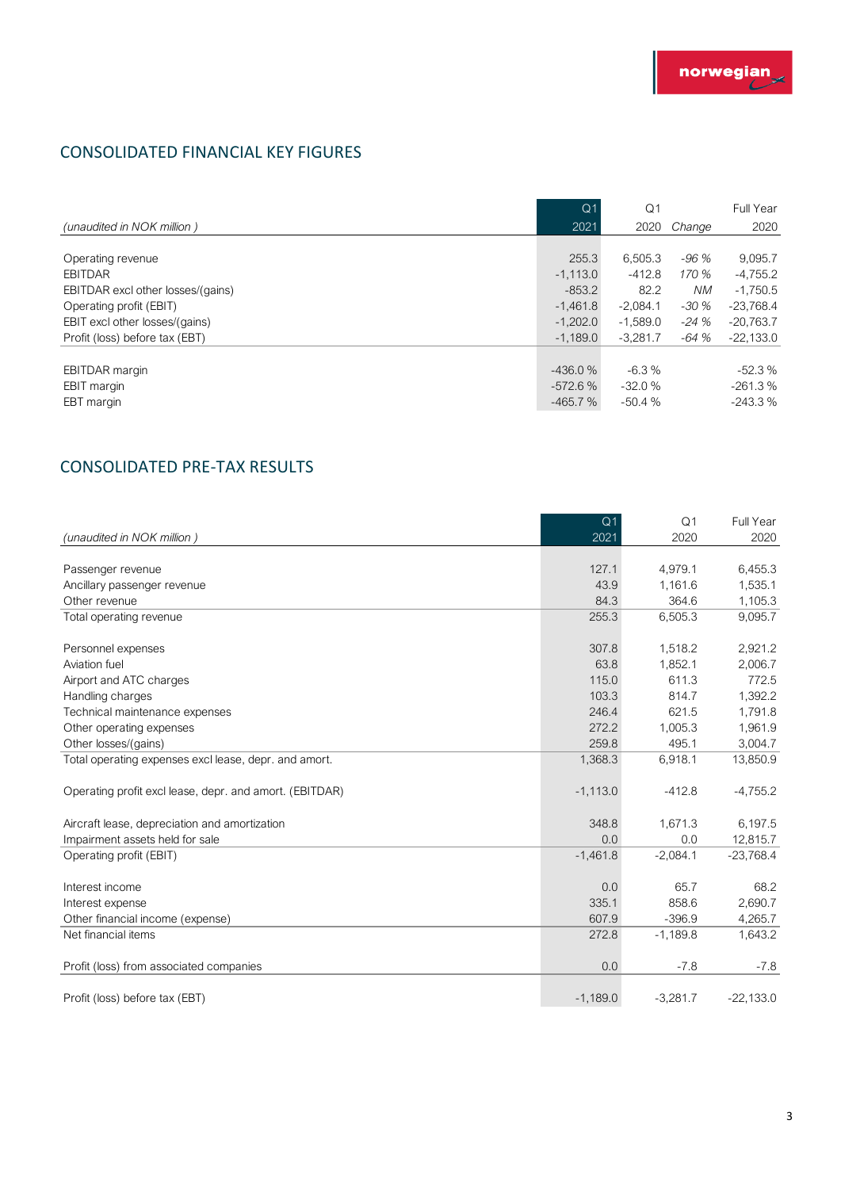## CONSOLIDATED FINANCIAL KEY FIGURES

| *(unaudited in NOK million )* | Q1 2021 | Q1 2020 | *Change* | Full Year 2020 |
|---|---|---|---|---|
| Operating revenue | 255.3 | 6,505.3 | *-96 %* | 9,095.7 |
| EBITDAR | -1,113.0 | -412.8 | *170 %* | -4,755.2 |
| EBITDAR excl other losses/(gains) | -853.2 | 82.2 | *NM* | -1,750.5 |
| Operating profit (EBIT) | -1,461.8 | -2,084.1 | *-30 %* | -23,768.4 |
| EBIT excl other losses/(gains) | -1,202.0 | -1,589.0 | *-24 %* | -20,763.7 |
| Profit (loss) before tax (EBT) | -1,189.0 | -3,281.7 | *-64 %* | -22,133.0 |
| | | | | |
| EBITDAR margin | -436.0 % | -6.3 % | | -52.3 % |
| EBIT margin | -572.6 % | -32.0 % | | -261.3 % |
| EBT margin | -465.7 % | -50.4 % | | -243.3 % |

## CONSOLIDATED PRE-TAX RESULTS

| *(unaudited in NOK million )* | Q1 2021 | Q1 2020 | Full Year 2020 |
|---|---|---|---|
| Passenger revenue | 127.1 | 4,979.1 | 6,455.3 |
| Ancillary passenger revenue | 43.9 | 1,161.6 | 1,535.1 |
| Other revenue | 84.3 | 364.6 | 1,105.3 |
| Total operating revenue | 255.3 | 6,505.3 | 9,095.7 |
| | | | |
| Personnel expenses | 307.8 | 1,518.2 | 2,921.2 |
| Aviation fuel | 63.8 | 1,852.1 | 2,006.7 |
| Airport and ATC charges | 115.0 | 611.3 | 772.5 |
| Handling charges | 103.3 | 814.7 | 1,392.2 |
| Technical maintenance expenses | 246.4 | 621.5 | 1,791.8 |
| Other operating expenses | 272.2 | 1,005.3 | 1,961.9 |
| Other losses/(gains) | 259.8 | 495.1 | 3,004.7 |
| Total operating expenses excl lease, depr. and amort. | 1,368.3 | 6,918.1 | 13,850.9 |
| | | | |
| Operating profit excl lease, depr. and amort. (EBITDAR) | -1,113.0 | -412.8 | -4,755.2 |
| | | | |
| Aircraft lease, depreciation and amortization | 348.8 | 1,671.3 | 6,197.5 |
| Impairment assets held for sale | 0.0 | 0.0 | 12,815.7 |
| Operating profit (EBIT) | -1,461.8 | -2,084.1 | -23,768.4 |
| | | | |
| Interest income | 0.0 | 65.7 | 68.2 |
| Interest expense | 335.1 | 858.6 | 2,690.7 |
| Other financial income (expense) | 607.9 | -396.9 | 4,265.7 |
| Net financial items | 272.8 | -1,189.8 | 1,643.2 |
| | | | |
| Profit (loss) from associated companies | 0.0 | -7.8 | -7.8 |
| | | | |
| Profit (loss) before tax (EBT) | -1,189.0 | -3,281.7 | -22,133.0 |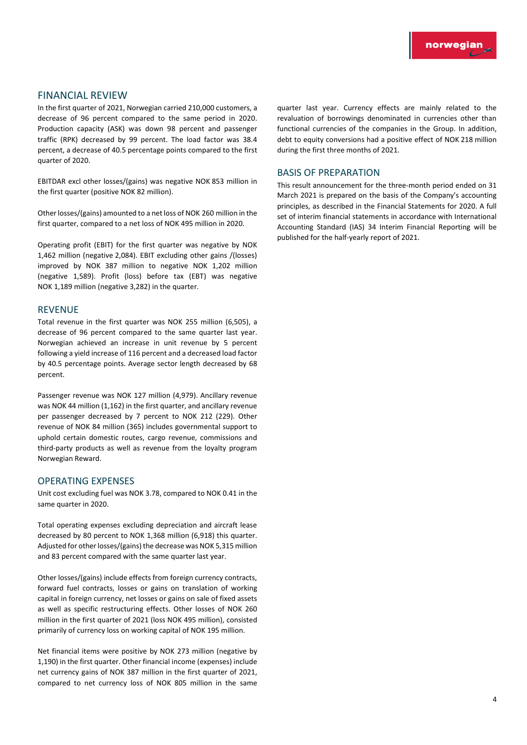## FINANCIAL REVIEW

In the first quarter of 2021, Norwegian carried 210,000 customers, a decrease of 96 percent compared to the same period in 2020. Production capacity (ASK) was down 98 percent and passenger traffic (RPK) decreased by 99 percent. The load factor was 38.4 percent, a decrease of 40.5 percentage points compared to the first quarter of 2020.

EBITDAR excl other losses/(gains) was negative NOK 853 million in the first quarter (positive NOK 82 million).

Other losses/(gains) amounted to a net loss of NOK 260 million in the first quarter, compared to a net loss of NOK 495 million in 2020.

Operating profit (EBIT) for the first quarter was negative by NOK 1,462 million (negative 2,084). EBIT excluding other gains /(losses) improved by NOK 387 million to negative NOK 1,202 million (negative 1,589). Profit (loss) before tax (EBT) was negative NOK 1,189 million (negative 3,282) in the quarter.

## REVENUE

Total revenue in the first quarter was NOK 255 million (6,505), a decrease of 96 percent compared to the same quarter last year. Norwegian achieved an increase in unit revenue by 5 percent following a yield increase of 116 percent and a decreased load factor by 40.5 percentage points. Average sector length decreased by 68 percent.

Passenger revenue was NOK 127 million (4,979). Ancillary revenue was NOK 44 million (1,162) in the first quarter, and ancillary revenue per passenger decreased by 7 percent to NOK 212 (229). Other revenue of NOK 84 million (365) includes governmental support to uphold certain domestic routes, cargo revenue, commissions and third-party products as well as revenue from the loyalty program Norwegian Reward.

## OPERATING EXPENSES

Unit cost excluding fuel was NOK 3.78, compared to NOK 0.41 in the same quarter in 2020.

Total operating expenses excluding depreciation and aircraft lease decreased by 80 percent to NOK 1,368 million (6,918) this quarter. Adjusted for other losses/(gains) the decrease was NOK 5,315 million and 83 percent compared with the same quarter last year.

Other losses/(gains) include effects from foreign currency contracts, forward fuel contracts, losses or gains on translation of working capital in foreign currency, net losses or gains on sale of fixed assets as well as specific restructuring effects. Other losses of NOK 260 million in the first quarter of 2021 (loss NOK 495 million), consisted primarily of currency loss on working capital of NOK 195 million.

Net financial items were positive by NOK 273 million (negative by 1,190) in the first quarter. Other financial income (expenses) include net currency gains of NOK 387 million in the first quarter of 2021, compared to net currency loss of NOK 805 million in the same quarter last year. Currency effects are mainly related to the revaluation of borrowings denominated in currencies other than functional currencies of the companies in the Group. In addition, debt to equity conversions had a positive effect of NOK 218 million during the first three months of 2021.

## BASIS OF PREPARATION

This result announcement for the three-month period ended on 31 March 2021 is prepared on the basis of the Company's accounting principles, as described in the Financial Statements for 2020. A full set of interim financial statements in accordance with International Accounting Standard (IAS) 34 Interim Financial Reporting will be published for the half-yearly report of 2021.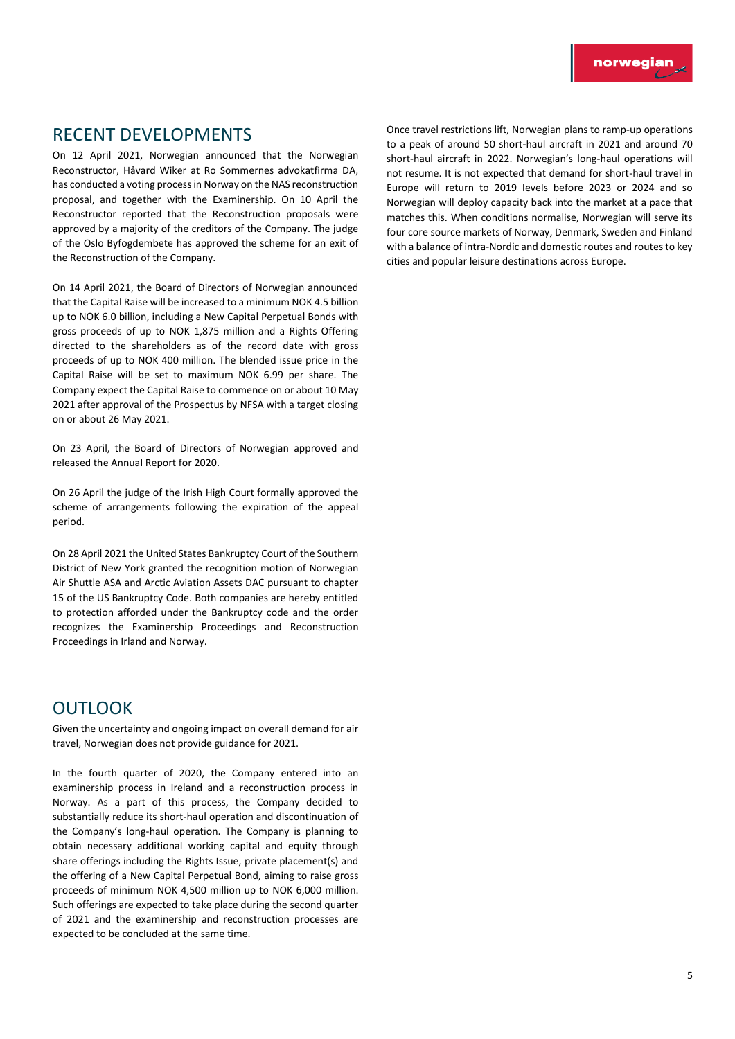## RECENT DEVELOPMENTS

On 12 April 2021, Norwegian announced that the Norwegian Reconstructor, Håvard Wiker at Ro Sommernes advokatfirma DA, has conducted a voting process in Norway on the NAS reconstruction proposal, and together with the Examinership. On 10 April the Reconstructor reported that the Reconstruction proposals were approved by a majority of the creditors of the Company. The judge of the Oslo Byfogdembete has approved the scheme for an exit of the Reconstruction of the Company.

On 14 April 2021, the Board of Directors of Norwegian announced that the Capital Raise will be increased to a minimum NOK 4.5 billion up to NOK 6.0 billion, including a New Capital Perpetual Bonds with gross proceeds of up to NOK 1,875 million and a Rights Offering directed to the shareholders as of the record date with gross proceeds of up to NOK 400 million. The blended issue price in the Capital Raise will be set to maximum NOK 6.99 per share. The Company expect the Capital Raise to commence on or about 10 May 2021 after approval of the Prospectus by NFSA with a target closing on or about 26 May 2021.

On 23 April, the Board of Directors of Norwegian approved and released the Annual Report for 2020.

On 26 April the judge of the Irish High Court formally approved the scheme of arrangements following the expiration of the appeal period.

On 28 April 2021 the United States Bankruptcy Court of the Southern District of New York granted the recognition motion of Norwegian Air Shuttle ASA and Arctic Aviation Assets DAC pursuant to chapter 15 of the US Bankruptcy Code. Both companies are hereby entitled to protection afforded under the Bankruptcy code and the order recognizes the Examinership Proceedings and Reconstruction Proceedings in Irland and Norway.

## OUTLOOK

Given the uncertainty and ongoing impact on overall demand for air travel, Norwegian does not provide guidance for 2021.

In the fourth quarter of 2020, the Company entered into an examinership process in Ireland and a reconstruction process in Norway. As a part of this process, the Company decided to substantially reduce its short-haul operation and discontinuation of the Company's long-haul operation. The Company is planning to obtain necessary additional working capital and equity through share offerings including the Rights Issue, private placement(s) and the offering of a New Capital Perpetual Bond, aiming to raise gross proceeds of minimum NOK 4,500 million up to NOK 6,000 million. Such offerings are expected to take place during the second quarter of 2021 and the examinership and reconstruction processes are expected to be concluded at the same time.

Once travel restrictions lift, Norwegian plans to ramp-up operations to a peak of around 50 short-haul aircraft in 2021 and around 70 short-haul aircraft in 2022. Norwegian's long-haul operations will not resume. It is not expected that demand for short-haul travel in Europe will return to 2019 levels before 2023 or 2024 and so Norwegian will deploy capacity back into the market at a pace that matches this. When conditions normalise, Norwegian will serve its four core source markets of Norway, Denmark, Sweden and Finland with a balance of intra-Nordic and domestic routes and routes to key cities and popular leisure destinations across Europe.